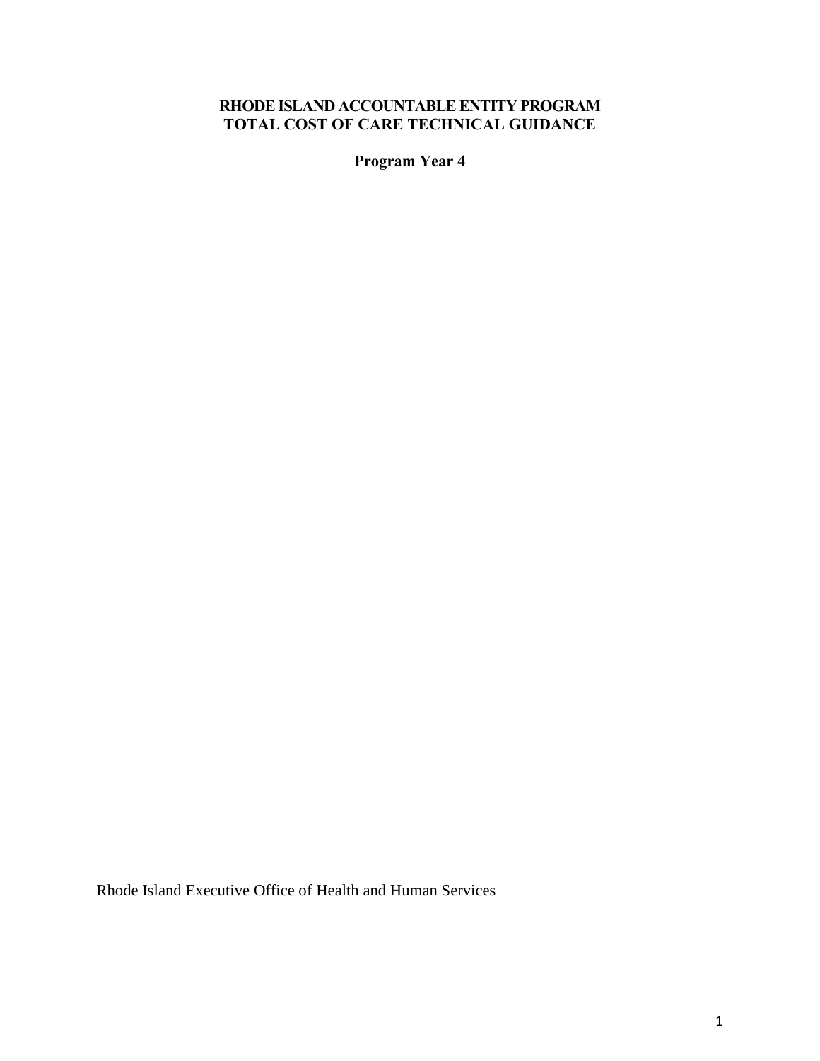# RHODE ISLAND ACCOUNTABLE ENTITY PROGRAM
# TOTAL COST OF CARE TECHNICAL GUIDANCE

**Program Year 4**

Rhode Island Executive Office of Health and Human Services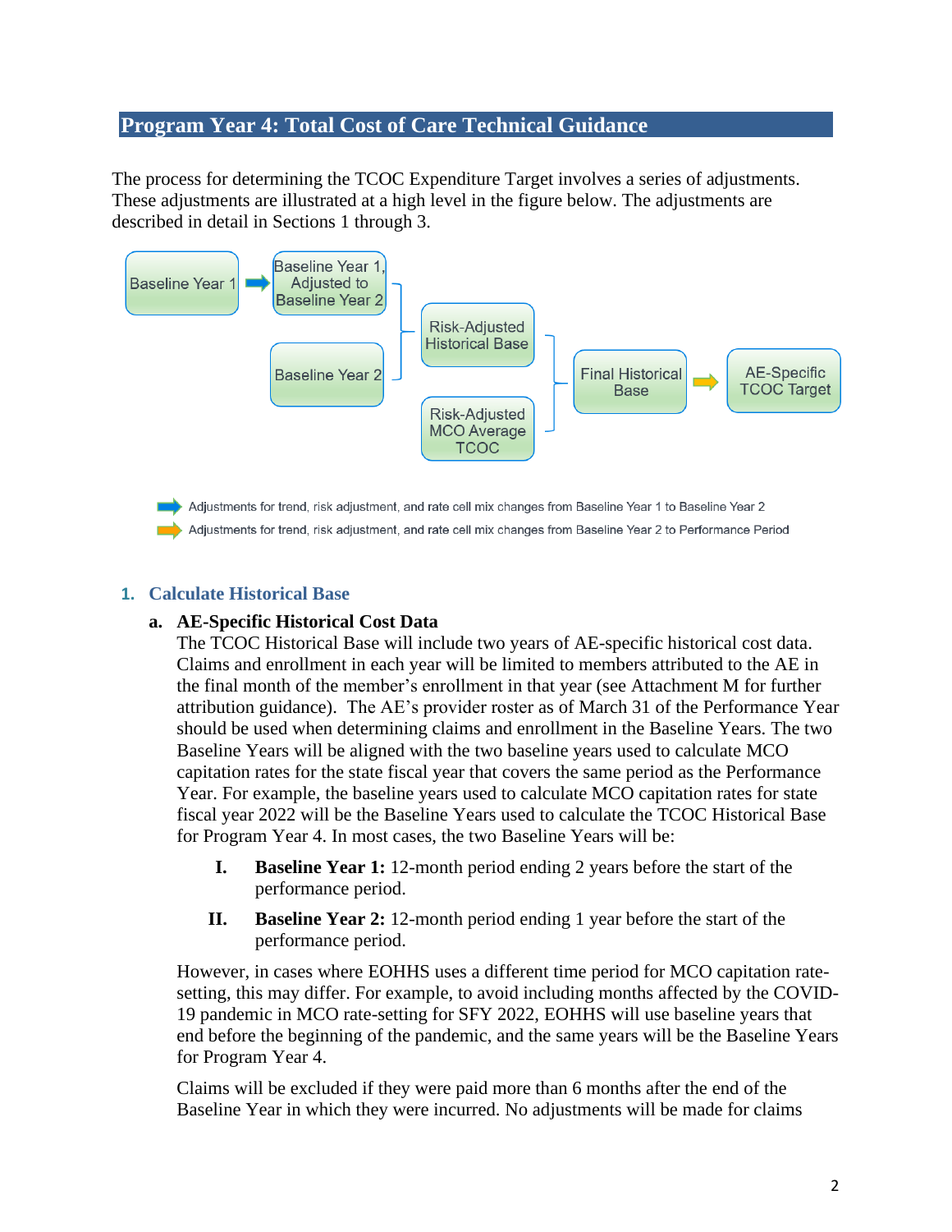## Program Year 4: Total Cost of Care Technical Guidance

The process for determining the TCOC Expenditure Target involves a series of adjustments. These adjustments are illustrated at a high level in the figure below. The adjustments are described in detail in Sections 1 through 3.

Baseline Year 1 → Baseline Year 1, Adjusted to Baseline Year 2

Baseline Year 2

Risk-Adjusted Historical Base

Risk-Adjusted MCO Average TCOC

Final Historical Base → AE-Specific TCOC Target

Adjustments for trend, risk adjustment, and rate cell mix changes from Baseline Year 1 to Baseline Year 2

Adjustments for trend, risk adjustment, and rate cell mix changes from Baseline Year 2 to Performance Period

### 1. Calculate Historical Base

#### a. AE-Specific Historical Cost Data

The TCOC Historical Base will include two years of AE-specific historical cost data. Claims and enrollment in each year will be limited to members attributed to the AE in the final month of the member's enrollment in that year (see Attachment M for further attribution guidance). The AE's provider roster as of March 31 of the Performance Year should be used when determining claims and enrollment in the Baseline Years. The two Baseline Years will be aligned with the two baseline years used to calculate MCO capitation rates for the state fiscal year that covers the same period as the Performance Year. For example, the baseline years used to calculate MCO capitation rates for state fiscal year 2022 will be the Baseline Years used to calculate the TCOC Historical Base for Program Year 4. In most cases, the two Baseline Years will be:

I. **Baseline Year 1:** 12-month period ending 2 years before the start of the performance period.

II. **Baseline Year 2:** 12-month period ending 1 year before the start of the performance period.

However, in cases where EOHHS uses a different time period for MCO capitation rate-setting, this may differ. For example, to avoid including months affected by the COVID-19 pandemic in MCO rate-setting for SFY 2022, EOHHS will use baseline years that end before the beginning of the pandemic, and the same years will be the Baseline Years for Program Year 4.

Claims will be excluded if they were paid more than 6 months after the end of the Baseline Year in which they were incurred. No adjustments will be made for claims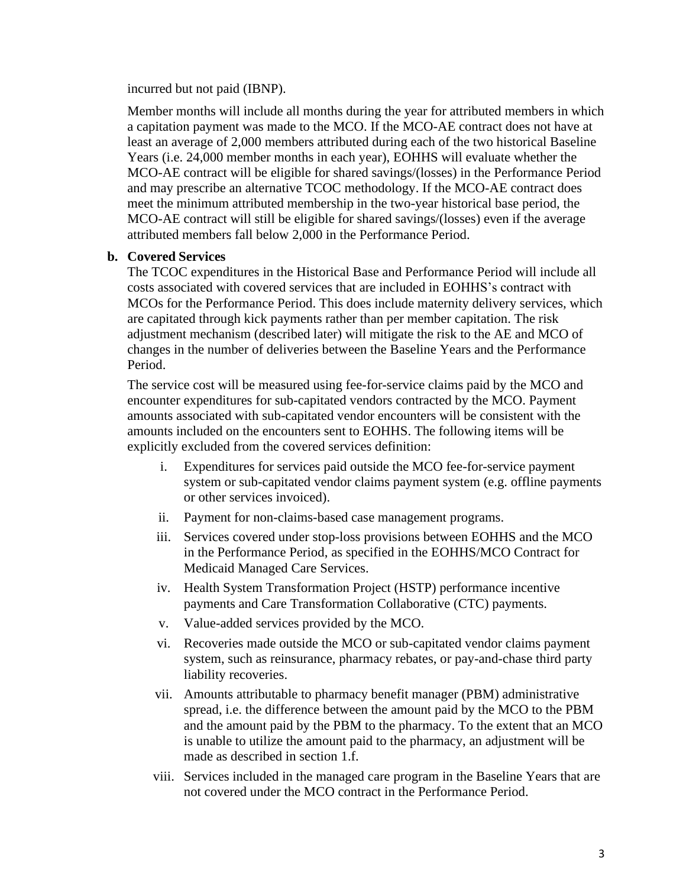incurred but not paid (IBNP).

Member months will include all months during the year for attributed members in which a capitation payment was made to the MCO. If the MCO-AE contract does not have at least an average of 2,000 members attributed during each of the two historical Baseline Years (i.e. 24,000 member months in each year), EOHHS will evaluate whether the MCO-AE contract will be eligible for shared savings/(losses) in the Performance Period and may prescribe an alternative TCOC methodology. If the MCO-AE contract does meet the minimum attributed membership in the two-year historical base period, the MCO-AE contract will still be eligible for shared savings/(losses) even if the average attributed members fall below 2,000 in the Performance Period.

**b. Covered Services**

The TCOC expenditures in the Historical Base and Performance Period will include all costs associated with covered services that are included in EOHHS's contract with MCOs for the Performance Period. This does include maternity delivery services, which are capitated through kick payments rather than per member capitation. The risk adjustment mechanism (described later) will mitigate the risk to the AE and MCO of changes in the number of deliveries between the Baseline Years and the Performance Period.

The service cost will be measured using fee-for-service claims paid by the MCO and encounter expenditures for sub-capitated vendors contracted by the MCO. Payment amounts associated with sub-capitated vendor encounters will be consistent with the amounts included on the encounters sent to EOHHS. The following items will be explicitly excluded from the covered services definition:

i. Expenditures for services paid outside the MCO fee-for-service payment system or sub-capitated vendor claims payment system (e.g. offline payments or other services invoiced).

ii. Payment for non-claims-based case management programs.

iii. Services covered under stop-loss provisions between EOHHS and the MCO in the Performance Period, as specified in the EOHHS/MCO Contract for Medicaid Managed Care Services.

iv. Health System Transformation Project (HSTP) performance incentive payments and Care Transformation Collaborative (CTC) payments.

v. Value-added services provided by the MCO.

vi. Recoveries made outside the MCO or sub-capitated vendor claims payment system, such as reinsurance, pharmacy rebates, or pay-and-chase third party liability recoveries.

vii. Amounts attributable to pharmacy benefit manager (PBM) administrative spread, i.e. the difference between the amount paid by the MCO to the PBM and the amount paid by the PBM to the pharmacy. To the extent that an MCO is unable to utilize the amount paid to the pharmacy, an adjustment will be made as described in section 1.f.

viii. Services included in the managed care program in the Baseline Years that are not covered under the MCO contract in the Performance Period.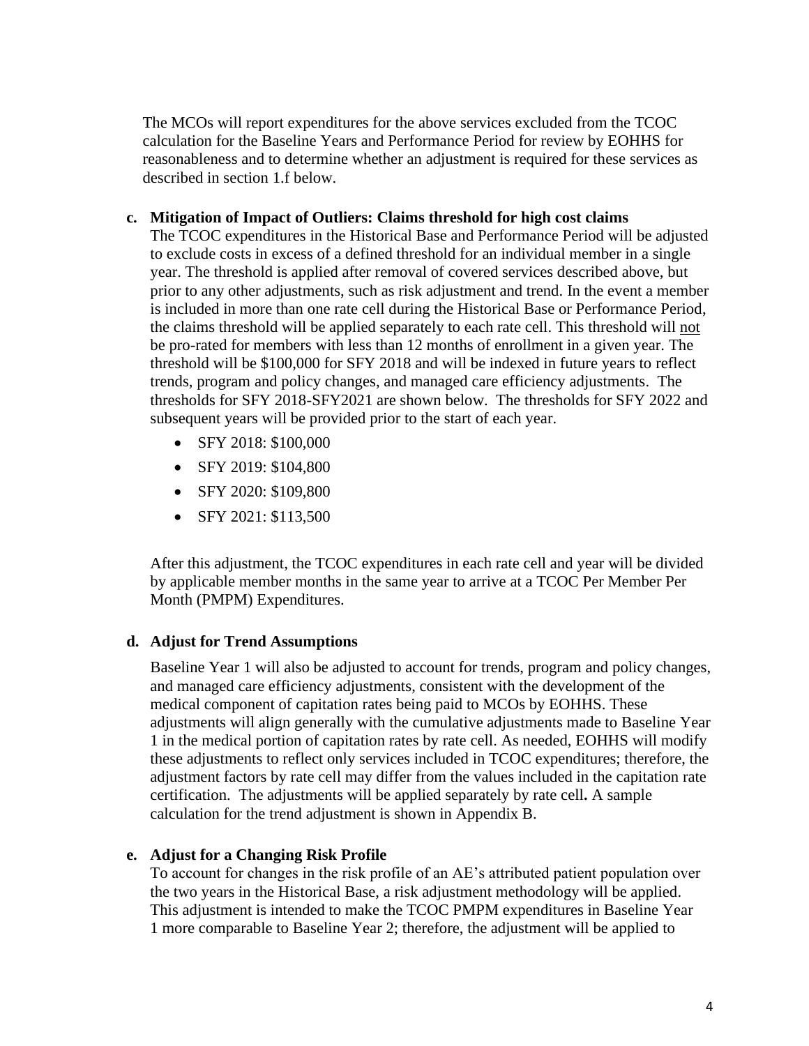The MCOs will report expenditures for the above services excluded from the TCOC calculation for the Baseline Years and Performance Period for review by EOHHS for reasonableness and to determine whether an adjustment is required for these services as described in section 1.f below.

**c. Mitigation of Impact of Outliers: Claims threshold for high cost claims**

The TCOC expenditures in the Historical Base and Performance Period will be adjusted to exclude costs in excess of a defined threshold for an individual member in a single year. The threshold is applied after removal of covered services described above, but prior to any other adjustments, such as risk adjustment and trend. In the event a member is included in more than one rate cell during the Historical Base or Performance Period, the claims threshold will be applied separately to each rate cell. This threshold will not be pro-rated for members with less than 12 months of enrollment in a given year. The threshold will be $100,000 for SFY 2018 and will be indexed in future years to reflect trends, program and policy changes, and managed care efficiency adjustments. The thresholds for SFY 2018-SFY2021 are shown below. The thresholds for SFY 2022 and subsequent years will be provided prior to the start of each year.

- SFY 2018: $100,000
- SFY 2019: $104,800
- SFY 2020: $109,800
- SFY 2021: $113,500

After this adjustment, the TCOC expenditures in each rate cell and year will be divided by applicable member months in the same year to arrive at a TCOC Per Member Per Month (PMPM) Expenditures.

**d. Adjust for Trend Assumptions**

Baseline Year 1 will also be adjusted to account for trends, program and policy changes, and managed care efficiency adjustments, consistent with the development of the medical component of capitation rates being paid to MCOs by EOHHS. These adjustments will align generally with the cumulative adjustments made to Baseline Year 1 in the medical portion of capitation rates by rate cell. As needed, EOHHS will modify these adjustments to reflect only services included in TCOC expenditures; therefore, the adjustment factors by rate cell may differ from the values included in the capitation rate certification. The adjustments will be applied separately by rate cell**.** A sample calculation for the trend adjustment is shown in Appendix B.

**e. Adjust for a Changing Risk Profile**

To account for changes in the risk profile of an AE's attributed patient population over the two years in the Historical Base, a risk adjustment methodology will be applied. This adjustment is intended to make the TCOC PMPM expenditures in Baseline Year 1 more comparable to Baseline Year 2; therefore, the adjustment will be applied to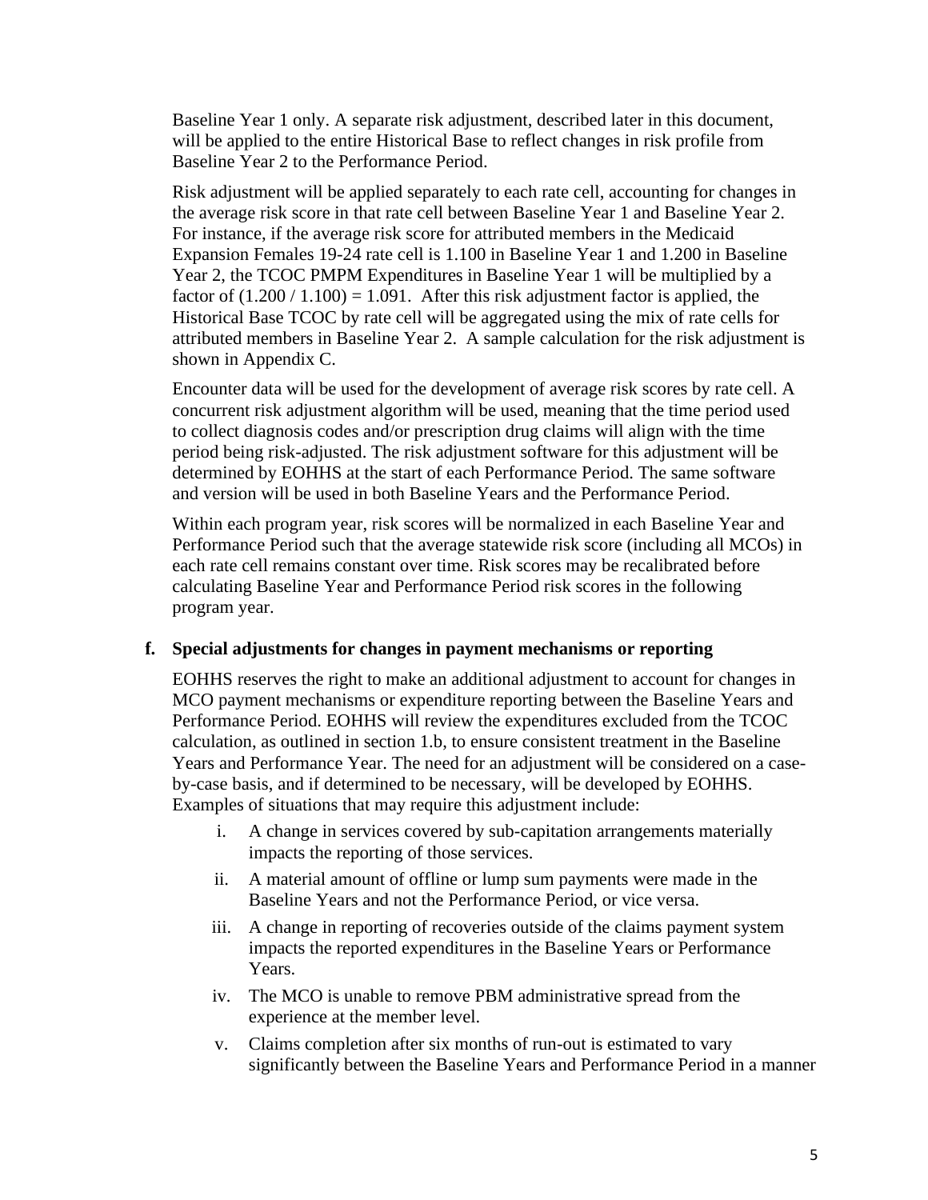Baseline Year 1 only. A separate risk adjustment, described later in this document, will be applied to the entire Historical Base to reflect changes in risk profile from Baseline Year 2 to the Performance Period.

Risk adjustment will be applied separately to each rate cell, accounting for changes in the average risk score in that rate cell between Baseline Year 1 and Baseline Year 2. For instance, if the average risk score for attributed members in the Medicaid Expansion Females 19-24 rate cell is 1.100 in Baseline Year 1 and 1.200 in Baseline Year 2, the TCOC PMPM Expenditures in Baseline Year 1 will be multiplied by a factor of $(1.200 / 1.100) = 1.091$. After this risk adjustment factor is applied, the Historical Base TCOC by rate cell will be aggregated using the mix of rate cells for attributed members in Baseline Year 2. A sample calculation for the risk adjustment is shown in Appendix C.

Encounter data will be used for the development of average risk scores by rate cell. A concurrent risk adjustment algorithm will be used, meaning that the time period used to collect diagnosis codes and/or prescription drug claims will align with the time period being risk-adjusted. The risk adjustment software for this adjustment will be determined by EOHHS at the start of each Performance Period. The same software and version will be used in both Baseline Years and the Performance Period.

Within each program year, risk scores will be normalized in each Baseline Year and Performance Period such that the average statewide risk score (including all MCOs) in each rate cell remains constant over time. Risk scores may be recalibrated before calculating Baseline Year and Performance Period risk scores in the following program year.

**f. Special adjustments for changes in payment mechanisms or reporting**

EOHHS reserves the right to make an additional adjustment to account for changes in MCO payment mechanisms or expenditure reporting between the Baseline Years and Performance Period. EOHHS will review the expenditures excluded from the TCOC calculation, as outlined in section 1.b, to ensure consistent treatment in the Baseline Years and Performance Year. The need for an adjustment will be considered on a case-by-case basis, and if determined to be necessary, will be developed by EOHHS. Examples of situations that may require this adjustment include:

i. A change in services covered by sub-capitation arrangements materially impacts the reporting of those services.

ii. A material amount of offline or lump sum payments were made in the Baseline Years and not the Performance Period, or vice versa.

iii. A change in reporting of recoveries outside of the claims payment system impacts the reported expenditures in the Baseline Years or Performance Years.

iv. The MCO is unable to remove PBM administrative spread from the experience at the member level.

v. Claims completion after six months of run-out is estimated to vary significantly between the Baseline Years and Performance Period in a manner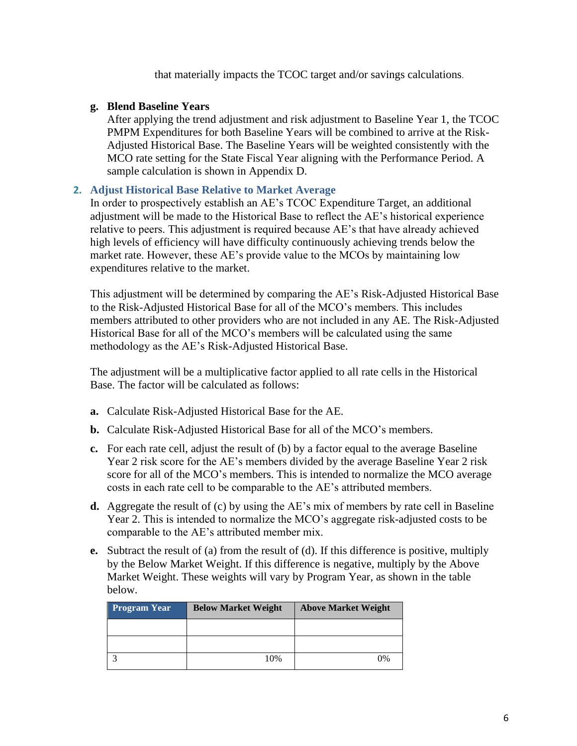that materially impacts the TCOC target and/or savings calculations.

**g. Blend Baseline Years**

After applying the trend adjustment and risk adjustment to Baseline Year 1, the TCOC PMPM Expenditures for both Baseline Years will be combined to arrive at the Risk-Adjusted Historical Base. The Baseline Years will be weighted consistently with the MCO rate setting for the State Fiscal Year aligning with the Performance Period. A sample calculation is shown in Appendix D.

## 2. Adjust Historical Base Relative to Market Average

In order to prospectively establish an AE's TCOC Expenditure Target, an additional adjustment will be made to the Historical Base to reflect the AE's historical experience relative to peers. This adjustment is required because AE's that have already achieved high levels of efficiency will have difficulty continuously achieving trends below the market rate. However, these AE's provide value to the MCOs by maintaining low expenditures relative to the market.

This adjustment will be determined by comparing the AE's Risk-Adjusted Historical Base to the Risk-Adjusted Historical Base for all of the MCO's members. This includes members attributed to other providers who are not included in any AE. The Risk-Adjusted Historical Base for all of the MCO's members will be calculated using the same methodology as the AE's Risk-Adjusted Historical Base.

The adjustment will be a multiplicative factor applied to all rate cells in the Historical Base. The factor will be calculated as follows:

a. Calculate Risk-Adjusted Historical Base for the AE.

b. Calculate Risk-Adjusted Historical Base for all of the MCO's members.

c. For each rate cell, adjust the result of (b) by a factor equal to the average Baseline Year 2 risk score for the AE's members divided by the average Baseline Year 2 risk score for all of the MCO's members. This is intended to normalize the MCO average costs in each rate cell to be comparable to the AE's attributed members.

d. Aggregate the result of (c) by using the AE's mix of members by rate cell in Baseline Year 2. This is intended to normalize the MCO's aggregate risk-adjusted costs to be comparable to the AE's attributed member mix.

e. Subtract the result of (a) from the result of (d). If this difference is positive, multiply by the Below Market Weight. If this difference is negative, multiply by the Above Market Weight. These weights will vary by Program Year, as shown in the table below.

| Program Year | Below Market Weight | Above Market Weight |
|---|---|---|
| | | |
| | | |
| 3 | 10% | 0% |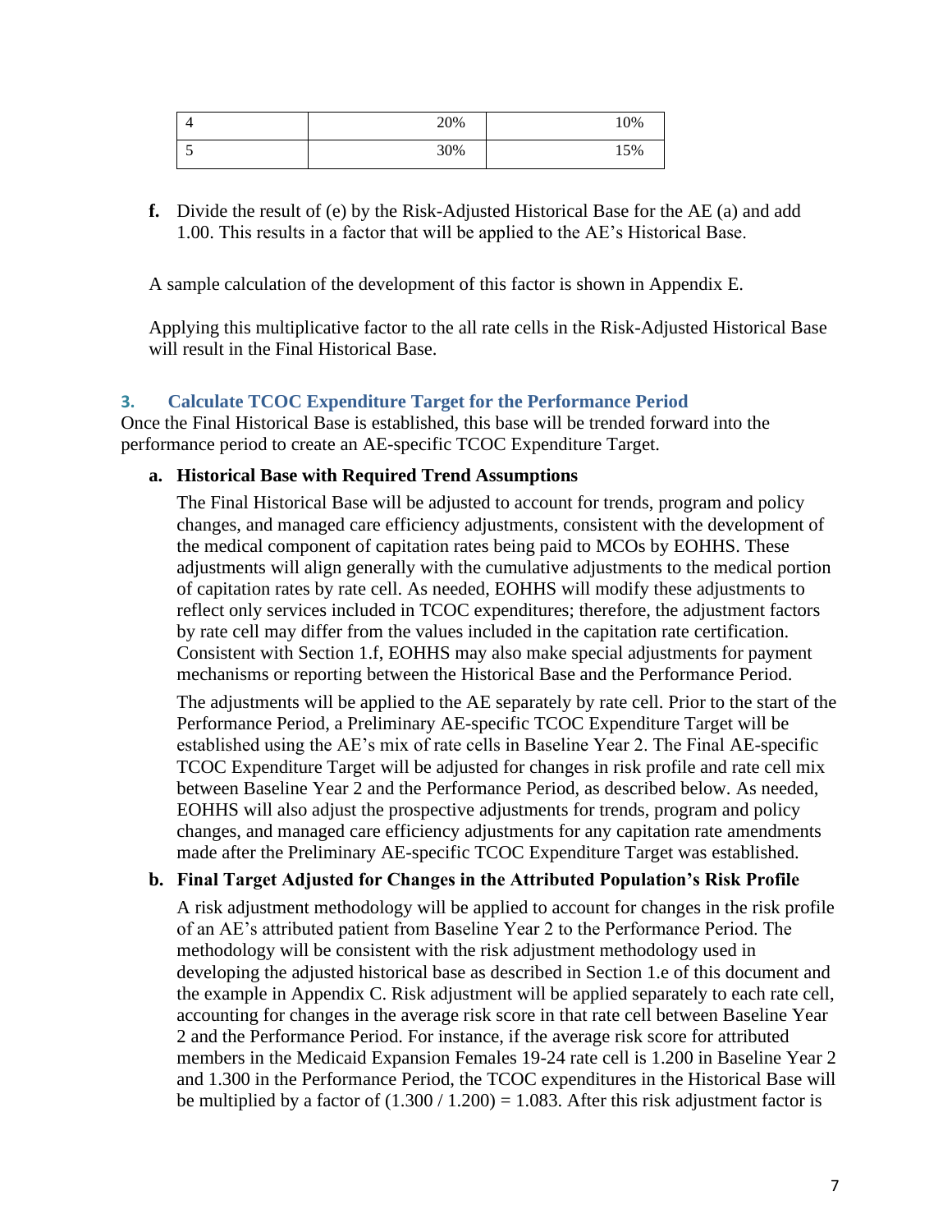| 4 | 20% | 10% |
|---|---|---|
| 5 | 30% | 15% |

**f.** Divide the result of (e) by the Risk-Adjusted Historical Base for the AE (a) and add 1.00. This results in a factor that will be applied to the AE's Historical Base.

A sample calculation of the development of this factor is shown in Appendix E.

Applying this multiplicative factor to the all rate cells in the Risk-Adjusted Historical Base will result in the Final Historical Base.

### 3. Calculate TCOC Expenditure Target for the Performance Period

Once the Final Historical Base is established, this base will be trended forward into the performance period to create an AE-specific TCOC Expenditure Target.

**a. Historical Base with Required Trend Assumptions**

The Final Historical Base will be adjusted to account for trends, program and policy changes, and managed care efficiency adjustments, consistent with the development of the medical component of capitation rates being paid to MCOs by EOHHS. These adjustments will align generally with the cumulative adjustments to the medical portion of capitation rates by rate cell. As needed, EOHHS will modify these adjustments to reflect only services included in TCOC expenditures; therefore, the adjustment factors by rate cell may differ from the values included in the capitation rate certification. Consistent with Section 1.f, EOHHS may also make special adjustments for payment mechanisms or reporting between the Historical Base and the Performance Period.

The adjustments will be applied to the AE separately by rate cell. Prior to the start of the Performance Period, a Preliminary AE-specific TCOC Expenditure Target will be established using the AE's mix of rate cells in Baseline Year 2. The Final AE-specific TCOC Expenditure Target will be adjusted for changes in risk profile and rate cell mix between Baseline Year 2 and the Performance Period, as described below. As needed, EOHHS will also adjust the prospective adjustments for trends, program and policy changes, and managed care efficiency adjustments for any capitation rate amendments made after the Preliminary AE-specific TCOC Expenditure Target was established.

**b. Final Target Adjusted for Changes in the Attributed Population's Risk Profile**

A risk adjustment methodology will be applied to account for changes in the risk profile of an AE's attributed patient from Baseline Year 2 to the Performance Period. The methodology will be consistent with the risk adjustment methodology used in developing the adjusted historical base as described in Section 1.e of this document and the example in Appendix C. Risk adjustment will be applied separately to each rate cell, accounting for changes in the average risk score in that rate cell between Baseline Year 2 and the Performance Period. For instance, if the average risk score for attributed members in the Medicaid Expansion Females 19-24 rate cell is 1.200 in Baseline Year 2 and 1.300 in the Performance Period, the TCOC expenditures in the Historical Base will be multiplied by a factor of $(1.300 / 1.200) = 1.083$. After this risk adjustment factor is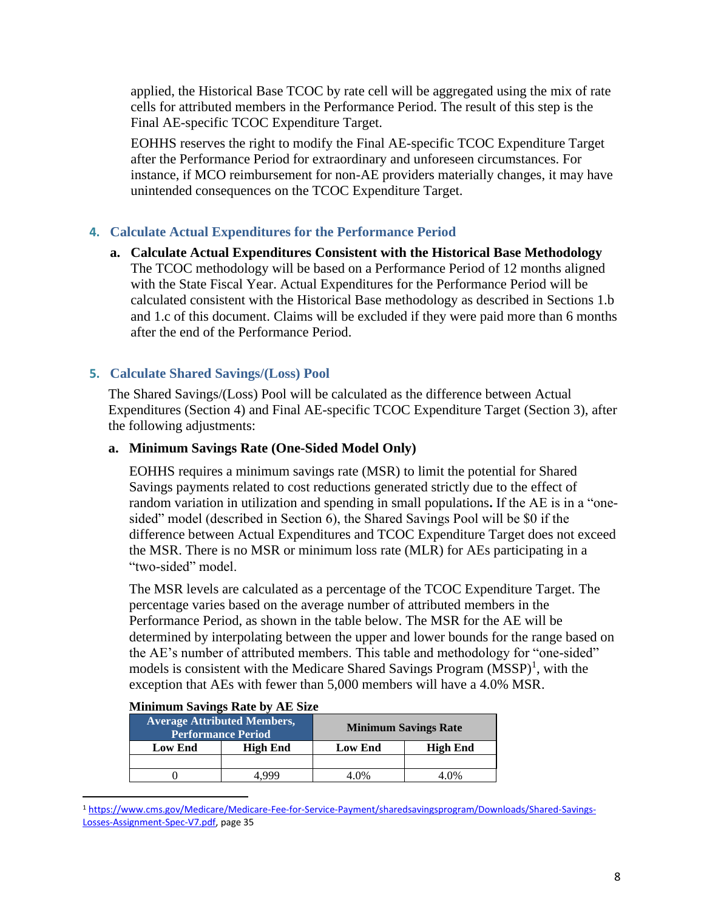applied, the Historical Base TCOC by rate cell will be aggregated using the mix of rate cells for attributed members in the Performance Period. The result of this step is the Final AE-specific TCOC Expenditure Target.

EOHHS reserves the right to modify the Final AE-specific TCOC Expenditure Target after the Performance Period for extraordinary and unforeseen circumstances. For instance, if MCO reimbursement for non-AE providers materially changes, it may have unintended consequences on the TCOC Expenditure Target.

## 4. Calculate Actual Expenditures for the Performance Period

### a. Calculate Actual Expenditures Consistent with the Historical Base Methodology

The TCOC methodology will be based on a Performance Period of 12 months aligned with the State Fiscal Year. Actual Expenditures for the Performance Period will be calculated consistent with the Historical Base methodology as described in Sections 1.b and 1.c of this document. Claims will be excluded if they were paid more than 6 months after the end of the Performance Period.

## 5. Calculate Shared Savings/(Loss) Pool

The Shared Savings/(Loss) Pool will be calculated as the difference between Actual Expenditures (Section 4) and Final AE-specific TCOC Expenditure Target (Section 3), after the following adjustments:

### a. Minimum Savings Rate (One-Sided Model Only)

EOHHS requires a minimum savings rate (MSR) to limit the potential for Shared Savings payments related to cost reductions generated strictly due to the effect of random variation in utilization and spending in small populations**.** If the AE is in a "one-sided" model (described in Section 6), the Shared Savings Pool will be $0 if the difference between Actual Expenditures and TCOC Expenditure Target does not exceed the MSR. There is no MSR or minimum loss rate (MLR) for AEs participating in a "two-sided" model.

The MSR levels are calculated as a percentage of the TCOC Expenditure Target. The percentage varies based on the average number of attributed members in the Performance Period, as shown in the table below. The MSR for the AE will be determined by interpolating between the upper and lower bounds for the range based on the AE's number of attributed members. This table and methodology for "one-sided" models is consistent with the Medicare Shared Savings Program (MSSP)[1], with the exception that AEs with fewer than 5,000 members will have a 4.0% MSR.

**Minimum Savings Rate by AE Size**

| Average Attributed Members, Performance Period | | Minimum Savings Rate | |
|---|---|---|---|
| Low End | High End | Low End | High End |
| | | | |
| 0 | 4,999 | 4.0% | 4.0% |

[1] https://www.cms.gov/Medicare/Medicare-Fee-for-Service-Payment/sharedsavingsprogram/Downloads/Shared-Savings-Losses-Assignment-Spec-V7.pdf, page 35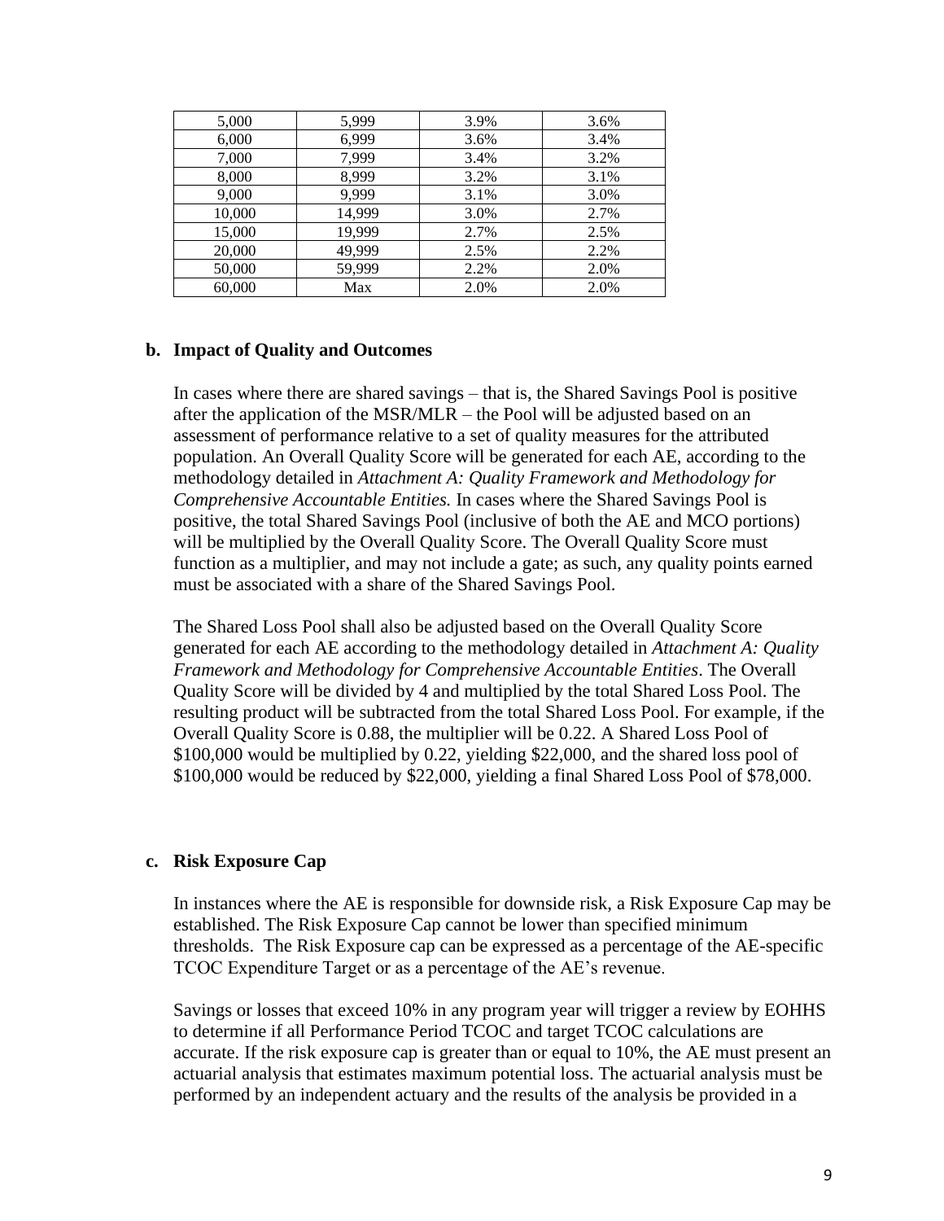| 5,000 | 5,999 | 3.9% | 3.6% |
|---|---|---|---|
| 6,000 | 6,999 | 3.6% | 3.4% |
| 7,000 | 7,999 | 3.4% | 3.2% |
| 8,000 | 8,999 | 3.2% | 3.1% |
| 9,000 | 9,999 | 3.1% | 3.0% |
| 10,000 | 14,999 | 3.0% | 2.7% |
| 15,000 | 19,999 | 2.7% | 2.5% |
| 20,000 | 49,999 | 2.5% | 2.2% |
| 50,000 | 59,999 | 2.2% | 2.0% |
| 60,000 | Max | 2.0% | 2.0% |

**b. Impact of Quality and Outcomes**

In cases where there are shared savings – that is, the Shared Savings Pool is positive after the application of the MSR/MLR – the Pool will be adjusted based on an assessment of performance relative to a set of quality measures for the attributed population. An Overall Quality Score will be generated for each AE, according to the methodology detailed in *Attachment A: Quality Framework and Methodology for Comprehensive Accountable Entities.* In cases where the Shared Savings Pool is positive, the total Shared Savings Pool (inclusive of both the AE and MCO portions) will be multiplied by the Overall Quality Score. The Overall Quality Score must function as a multiplier, and may not include a gate; as such, any quality points earned must be associated with a share of the Shared Savings Pool.

The Shared Loss Pool shall also be adjusted based on the Overall Quality Score generated for each AE according to the methodology detailed in *Attachment A: Quality Framework and Methodology for Comprehensive Accountable Entities*. The Overall Quality Score will be divided by 4 and multiplied by the total Shared Loss Pool. The resulting product will be subtracted from the total Shared Loss Pool. For example, if the Overall Quality Score is 0.88, the multiplier will be 0.22. A Shared Loss Pool of \$100,000 would be multiplied by 0.22, yielding \$22,000, and the shared loss pool of \$100,000 would be reduced by \$22,000, yielding a final Shared Loss Pool of \$78,000.

**c. Risk Exposure Cap**

In instances where the AE is responsible for downside risk, a Risk Exposure Cap may be established. The Risk Exposure Cap cannot be lower than specified minimum thresholds. The Risk Exposure cap can be expressed as a percentage of the AE-specific TCOC Expenditure Target or as a percentage of the AE's revenue.

Savings or losses that exceed 10% in any program year will trigger a review by EOHHS to determine if all Performance Period TCOC and target TCOC calculations are accurate. If the risk exposure cap is greater than or equal to 10%, the AE must present an actuarial analysis that estimates maximum potential loss. The actuarial analysis must be performed by an independent actuary and the results of the analysis be provided in a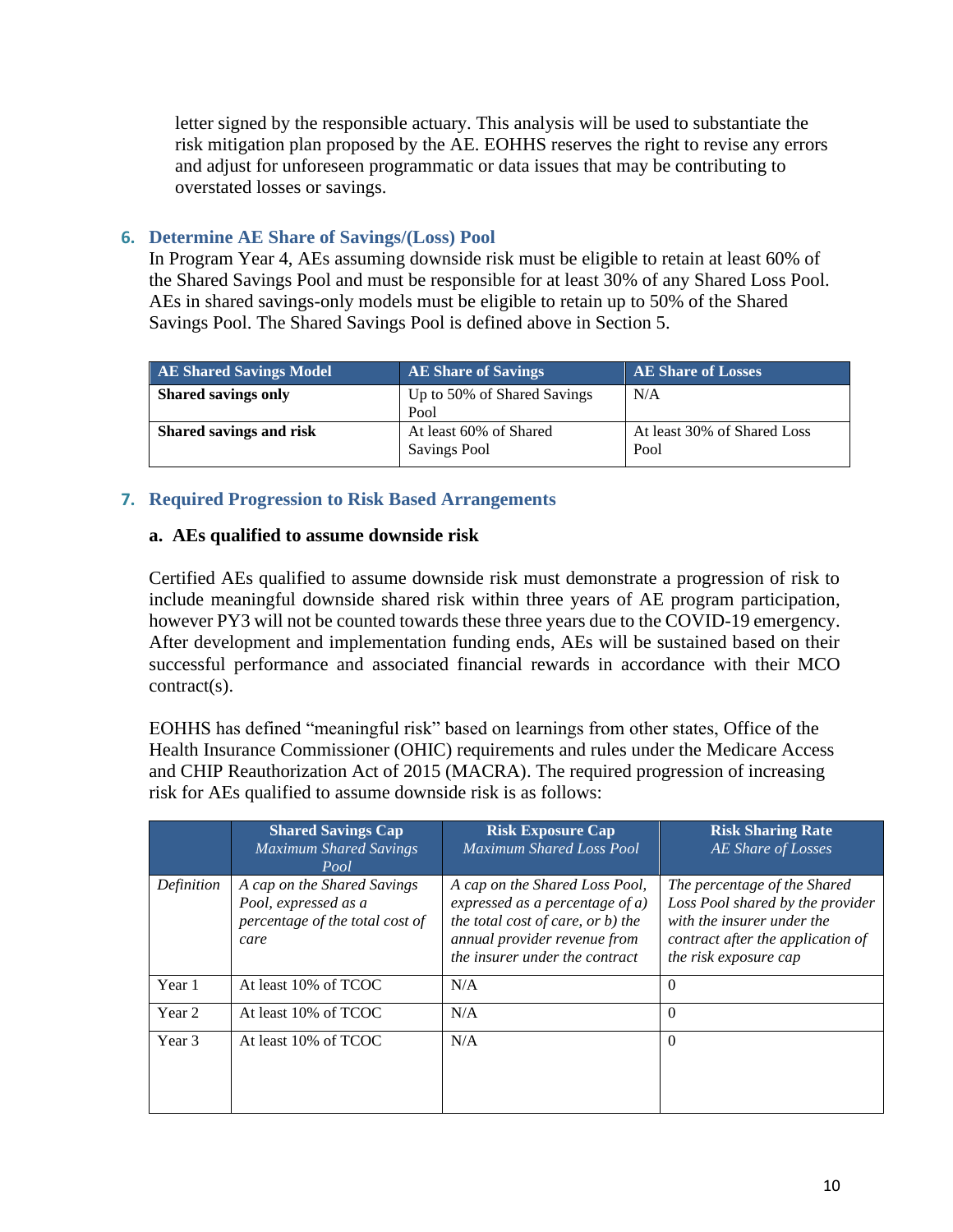letter signed by the responsible actuary. This analysis will be used to substantiate the risk mitigation plan proposed by the AE. EOHHS reserves the right to revise any errors and adjust for unforeseen programmatic or data issues that may be contributing to overstated losses or savings.

### 6. Determine AE Share of Savings/(Loss) Pool

In Program Year 4, AEs assuming downside risk must be eligible to retain at least 60% of the Shared Savings Pool and must be responsible for at least 30% of any Shared Loss Pool. AEs in shared savings-only models must be eligible to retain up to 50% of the Shared Savings Pool. The Shared Savings Pool is defined above in Section 5.

| AE Shared Savings Model | AE Share of Savings | AE Share of Losses |
|---|---|---|
| **Shared savings only** | Up to 50% of Shared Savings Pool | N/A |
| **Shared savings and risk** | At least 60% of Shared Savings Pool | At least 30% of Shared Loss Pool |

### 7. Required Progression to Risk Based Arrangements

#### a. AEs qualified to assume downside risk

Certified AEs qualified to assume downside risk must demonstrate a progression of risk to include meaningful downside shared risk within three years of AE program participation, however PY3 will not be counted towards these three years due to the COVID-19 emergency. After development and implementation funding ends, AEs will be sustained based on their successful performance and associated financial rewards in accordance with their MCO contract(s).

EOHHS has defined "meaningful risk" based on learnings from other states, Office of the Health Insurance Commissioner (OHIC) requirements and rules under the Medicare Access and CHIP Reauthorization Act of 2015 (MACRA). The required progression of increasing risk for AEs qualified to assume downside risk is as follows:

| | **Shared Savings Cap** *Maximum Shared Savings Pool* | **Risk Exposure Cap** *Maximum Shared Loss Pool* | **Risk Sharing Rate** *AE Share of Losses* |
|---|---|---|---|
| *Definition* | *A cap on the Shared Savings Pool, expressed as a percentage of the total cost of care* | *A cap on the Shared Loss Pool, expressed as a percentage of a) the total cost of care, or b) the annual provider revenue from the insurer under the contract* | *The percentage of the Shared Loss Pool shared by the provider with the insurer under the contract after the application of the risk exposure cap* |
| Year 1 | At least 10% of TCOC | N/A | 0 |
| Year 2 | At least 10% of TCOC | N/A | 0 |
| Year 3 | At least 10% of TCOC | N/A | 0 |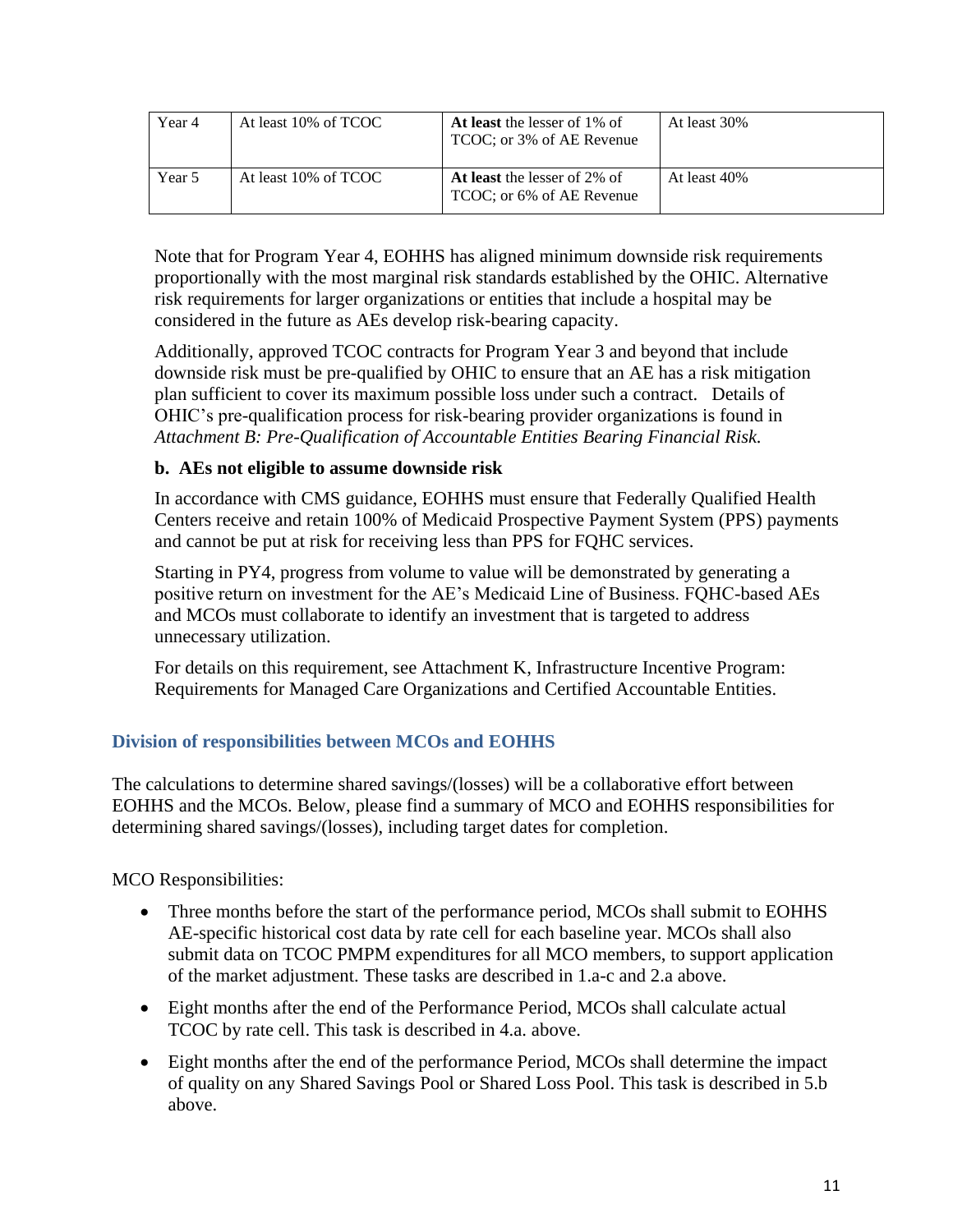| Year 4 | At least 10% of TCOC | **At least** the lesser of 1% of TCOC; or 3% of AE Revenue | At least 30% |
|---|---|---|---|
| Year 5 | At least 10% of TCOC | **At least** the lesser of 2% of TCOC; or 6% of AE Revenue | At least 40% |

Note that for Program Year 4, EOHHS has aligned minimum downside risk requirements proportionally with the most marginal risk standards established by the OHIC. Alternative risk requirements for larger organizations or entities that include a hospital may be considered in the future as AEs develop risk-bearing capacity.

Additionally, approved TCOC contracts for Program Year 3 and beyond that include downside risk must be pre-qualified by OHIC to ensure that an AE has a risk mitigation plan sufficient to cover its maximum possible loss under such a contract. Details of OHIC's pre-qualification process for risk-bearing provider organizations is found in *Attachment B: Pre-Qualification of Accountable Entities Bearing Financial Risk.*

**b. AEs not eligible to assume downside risk**

In accordance with CMS guidance, EOHHS must ensure that Federally Qualified Health Centers receive and retain 100% of Medicaid Prospective Payment System (PPS) payments and cannot be put at risk for receiving less than PPS for FQHC services.

Starting in PY4, progress from volume to value will be demonstrated by generating a positive return on investment for the AE's Medicaid Line of Business. FQHC-based AEs and MCOs must collaborate to identify an investment that is targeted to address unnecessary utilization.

For details on this requirement, see Attachment K, Infrastructure Incentive Program: Requirements for Managed Care Organizations and Certified Accountable Entities.

### Division of responsibilities between MCOs and EOHHS

The calculations to determine shared savings/(losses) will be a collaborative effort between EOHHS and the MCOs. Below, please find a summary of MCO and EOHHS responsibilities for determining shared savings/(losses), including target dates for completion.

MCO Responsibilities:

- Three months before the start of the performance period, MCOs shall submit to EOHHS AE-specific historical cost data by rate cell for each baseline year. MCOs shall also submit data on TCOC PMPM expenditures for all MCO members, to support application of the market adjustment. These tasks are described in 1.a-c and 2.a above.
- Eight months after the end of the Performance Period, MCOs shall calculate actual TCOC by rate cell. This task is described in 4.a. above.
- Eight months after the end of the performance Period, MCOs shall determine the impact of quality on any Shared Savings Pool or Shared Loss Pool. This task is described in 5.b above.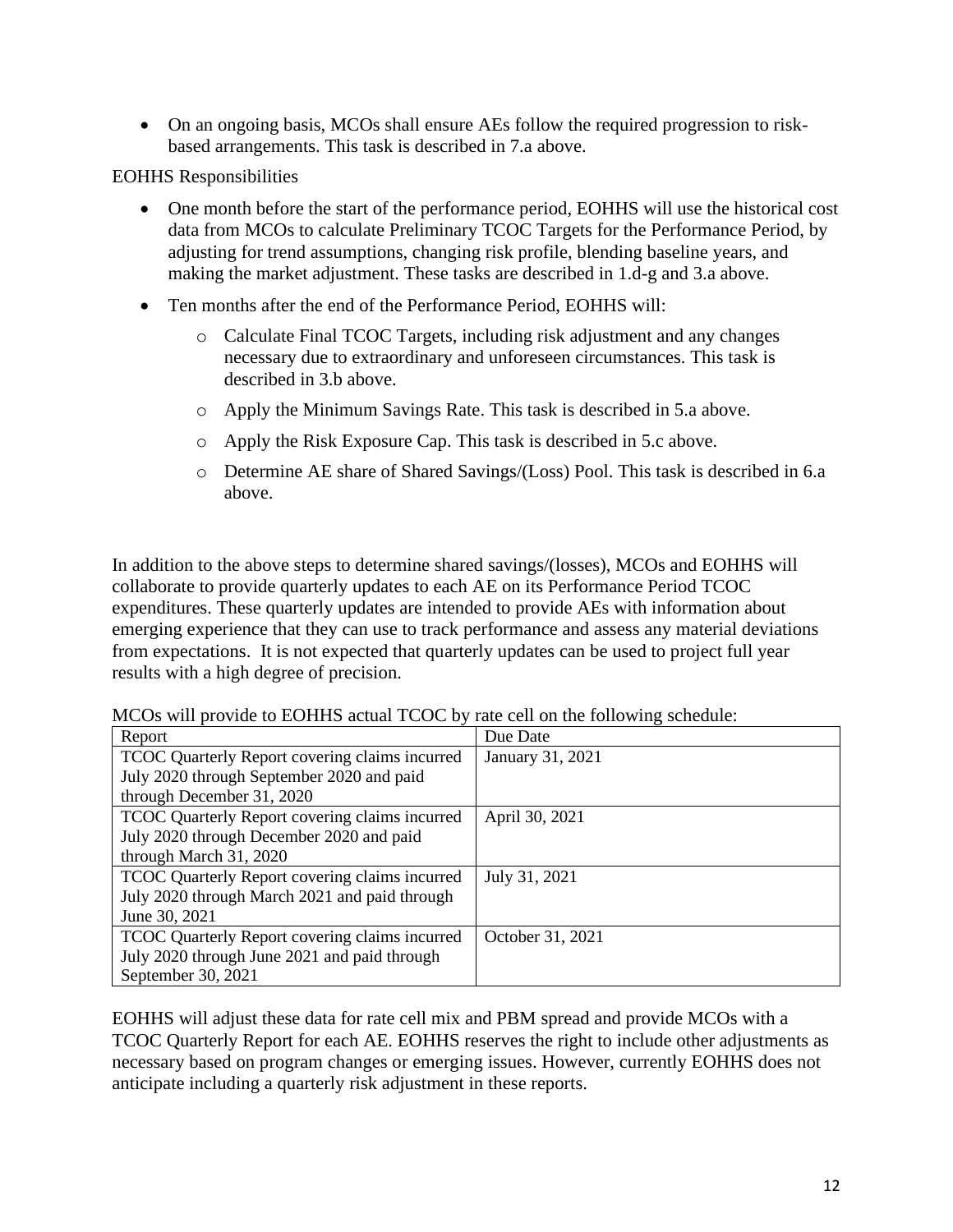- On an ongoing basis, MCOs shall ensure AEs follow the required progression to risk-based arrangements. This task is described in 7.a above.

EOHHS Responsibilities

- One month before the start of the performance period, EOHHS will use the historical cost data from MCOs to calculate Preliminary TCOC Targets for the Performance Period, by adjusting for trend assumptions, changing risk profile, blending baseline years, and making the market adjustment. These tasks are described in 1.d-g and 3.a above.
- Ten months after the end of the Performance Period, EOHHS will:
  - Calculate Final TCOC Targets, including risk adjustment and any changes necessary due to extraordinary and unforeseen circumstances. This task is described in 3.b above.
  - Apply the Minimum Savings Rate. This task is described in 5.a above.
  - Apply the Risk Exposure Cap. This task is described in 5.c above.
  - Determine AE share of Shared Savings/(Loss) Pool. This task is described in 6.a above.

In addition to the above steps to determine shared savings/(losses), MCOs and EOHHS will collaborate to provide quarterly updates to each AE on its Performance Period TCOC expenditures. These quarterly updates are intended to provide AEs with information about emerging experience that they can use to track performance and assess any material deviations from expectations. It is not expected that quarterly updates can be used to project full year results with a high degree of precision.

MCOs will provide to EOHHS actual TCOC by rate cell on the following schedule:

| Report | Due Date |
|---|---|
| TCOC Quarterly Report covering claims incurred July 2020 through September 2020 and paid through December 31, 2020 | January 31, 2021 |
| TCOC Quarterly Report covering claims incurred July 2020 through December 2020 and paid through March 31, 2020 | April 30, 2021 |
| TCOC Quarterly Report covering claims incurred July 2020 through March 2021 and paid through June 30, 2021 | July 31, 2021 |
| TCOC Quarterly Report covering claims incurred July 2020 through June 2021 and paid through September 30, 2021 | October 31, 2021 |

EOHHS will adjust these data for rate cell mix and PBM spread and provide MCOs with a TCOC Quarterly Report for each AE. EOHHS reserves the right to include other adjustments as necessary based on program changes or emerging issues. However, currently EOHHS does not anticipate including a quarterly risk adjustment in these reports.